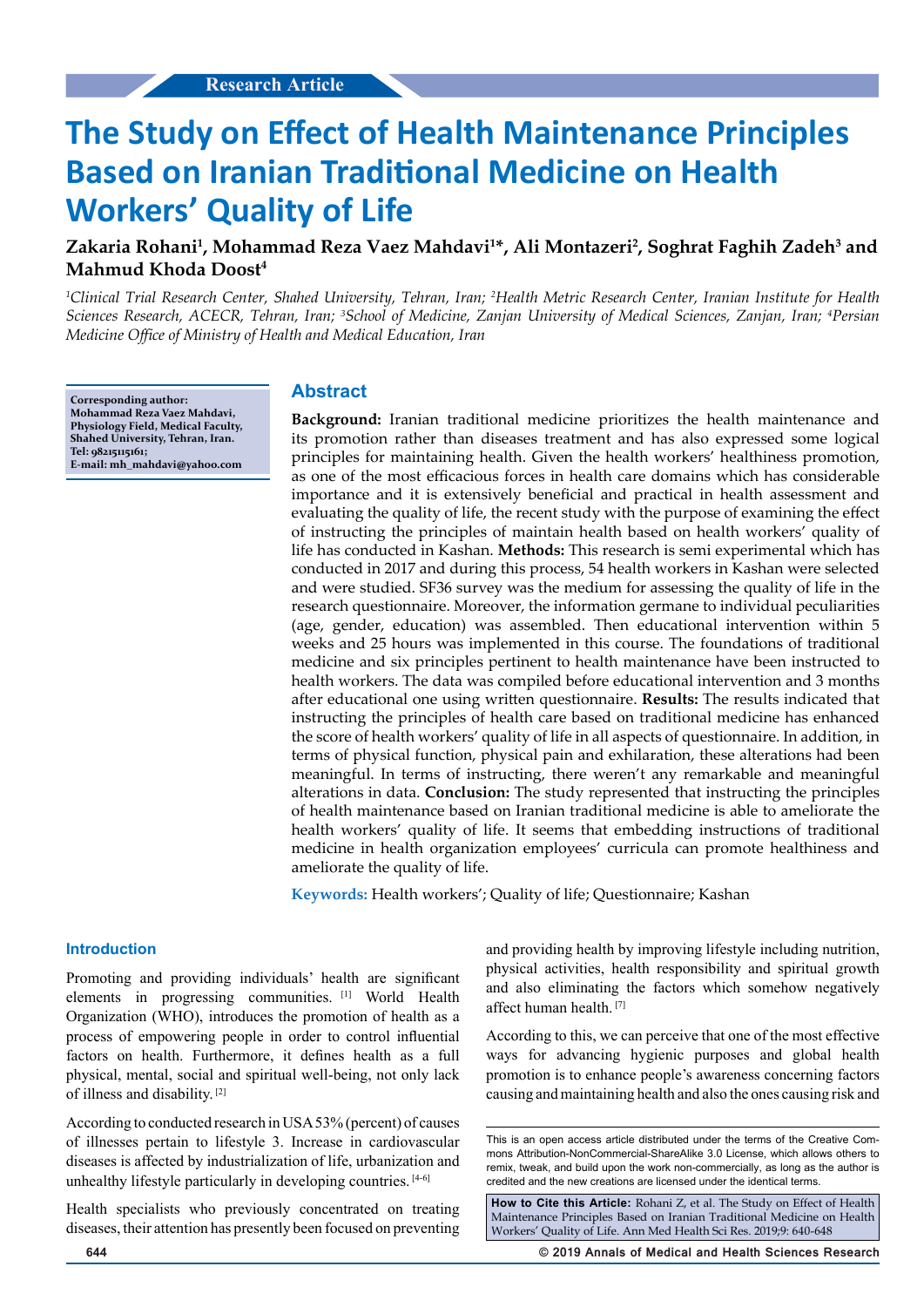Research Article

# The Study on Effect of Health Maintenance Principles Based on Iranian Traditional Medicine on Health Workers' Quality of Life

**Zakaria Rohani[1], Mohammad Reza Vaez Mahdavi[1]*, Ali Montazeri[2], Soghrat Faghih Zadeh[3] and Mahmud Khoda Doost[4]**

*[1]Clinical Trial Research Center, Shahed University, Tehran, Iran; [2]Health Metric Research Center, Iranian Institute for Health Sciences Research, ACECR, Tehran, Iran; [3]School of Medicine, Zanjan University of Medical Sciences, Zanjan, Iran; [4]Persian Medicine Office of Ministry of Health and Medical Education, Iran*

**Corresponding author: Mohammad Reza Vaez Mahdavi, Physiology Field, Medical Faculty, Shahed University, Tehran, Iran. Tel: 98215115161; E-mail: mh_mahdavi@yahoo.com**

## Abstract

**Background:** Iranian traditional medicine prioritizes the health maintenance and its promotion rather than diseases treatment and has also expressed some logical principles for maintaining health. Given the health workers' healthiness promotion, as one of the most efficacious forces in health care domains which has considerable importance and it is extensively beneficial and practical in health assessment and evaluating the quality of life, the recent study with the purpose of examining the effect of instructing the principles of maintain health based on health workers' quality of life has conducted in Kashan. **Methods:** This research is semi experimental which has conducted in 2017 and during this process, 54 health workers in Kashan were selected and were studied. SF36 survey was the medium for assessing the quality of life in the research questionnaire. Moreover, the information germane to individual peculiarities (age, gender, education) was assembled. Then educational intervention within 5 weeks and 25 hours was implemented in this course. The foundations of traditional medicine and six principles pertinent to health maintenance have been instructed to health workers. The data was compiled before educational intervention and 3 months after educational one using written questionnaire. **Results:** The results indicated that instructing the principles of health care based on traditional medicine has enhanced the score of health workers' quality of life in all aspects of questionnaire. In addition, in terms of physical function, physical pain and exhilaration, these alterations had been meaningful. In terms of instructing, there weren't any remarkable and meaningful alterations in data. **Conclusion:** The study represented that instructing the principles of health maintenance based on Iranian traditional medicine is able to ameliorate the health workers' quality of life. It seems that embedding instructions of traditional medicine in health organization employees' curricula can promote healthiness and ameliorate the quality of life.

**Keywords:** Health workers'; Quality of life; Questionnaire; Kashan

## Introduction

Promoting and providing individuals' health are significant elements in progressing communities. [1] World Health Organization (WHO), introduces the promotion of health as a process of empowering people in order to control influential factors on health. Furthermore, it defines health as a full physical, mental, social and spiritual well-being, not only lack of illness and disability. [2]

According to conducted research in USA 53% (percent) of causes of illnesses pertain to lifestyle 3. Increase in cardiovascular diseases is affected by industrialization of life, urbanization and unhealthy lifestyle particularly in developing countries. [4-6]

Health specialists who previously concentrated on treating diseases, their attention has presently been focused on preventing and providing health by improving lifestyle including nutrition, physical activities, health responsibility and spiritual growth and also eliminating the factors which somehow negatively affect human health. [7]

According to this, we can perceive that one of the most effective ways for advancing hygienic purposes and global health promotion is to enhance people's awareness concerning factors causing and maintaining health and also the ones causing risk and

This is an open access article distributed under the terms of the Creative Commons Attribution-NonCommercial-ShareAlike 3.0 License, which allows others to remix, tweak, and build upon the work non-commercially, as long as the author is credited and the new creations are licensed under the identical terms.

**How to Cite this Article:** Rohani Z, et al. The Study on Effect of Health Maintenance Principles Based on Iranian Traditional Medicine on Health Workers' Quality of Life. Ann Med Health Sci Res. 2019;9: 640-648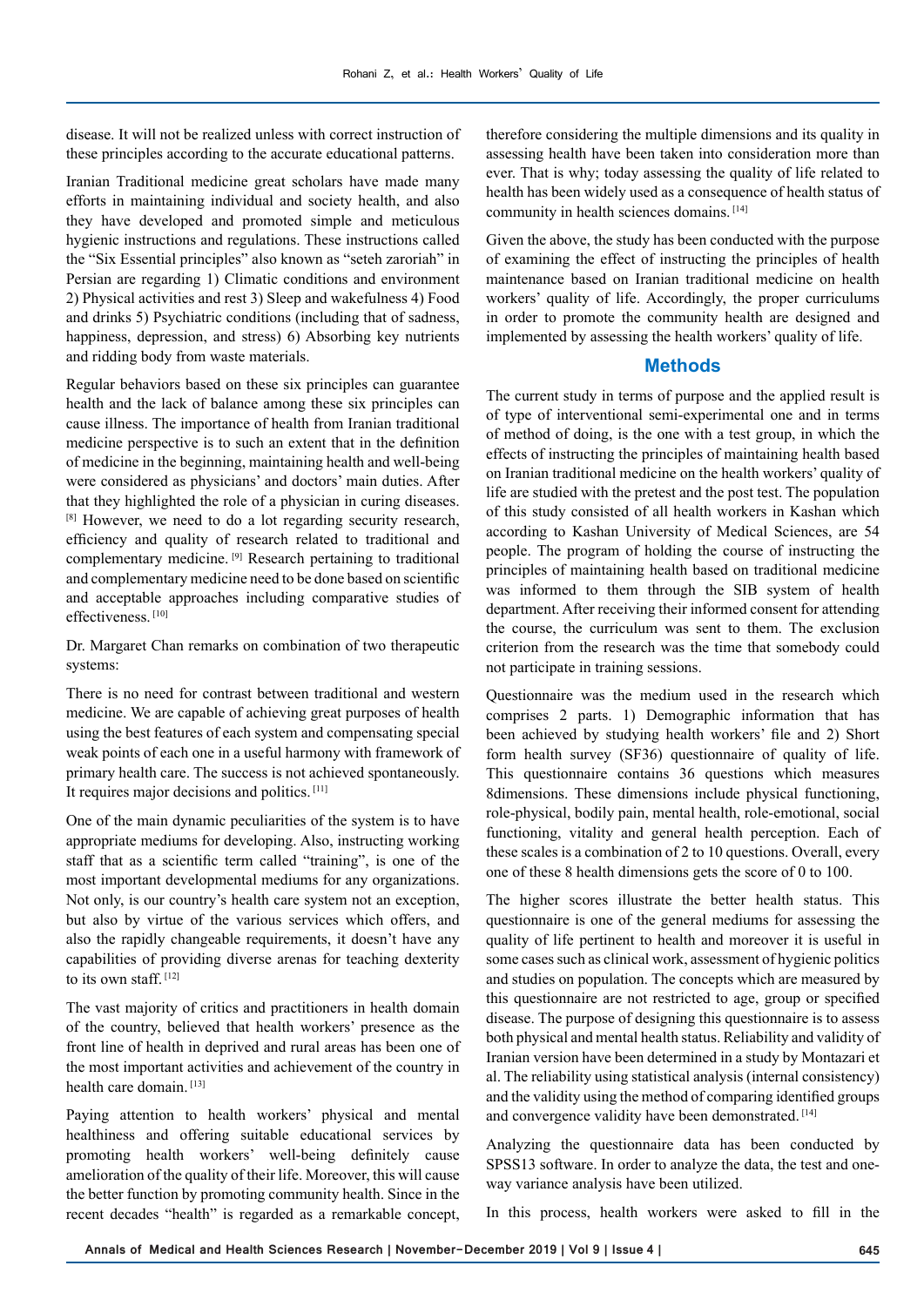disease. It will not be realized unless with correct instruction of these principles according to the accurate educational patterns.

Iranian Traditional medicine great scholars have made many efforts in maintaining individual and society health, and also they have developed and promoted simple and meticulous hygienic instructions and regulations. These instructions called the "Six Essential principles" also known as "seteh zaroriah" in Persian are regarding 1) Climatic conditions and environment 2) Physical activities and rest 3) Sleep and wakefulness 4) Food and drinks 5) Psychiatric conditions (including that of sadness, happiness, depression, and stress) 6) Absorbing key nutrients and ridding body from waste materials.

Regular behaviors based on these six principles can guarantee health and the lack of balance among these six principles can cause illness. The importance of health from Iranian traditional medicine perspective is to such an extent that in the definition of medicine in the beginning, maintaining health and well-being were considered as physicians' and doctors' main duties. After that they highlighted the role of a physician in curing diseases. [8] However, we need to do a lot regarding security research, efficiency and quality of research related to traditional and complementary medicine. [9] Research pertaining to traditional and complementary medicine need to be done based on scientific and acceptable approaches including comparative studies of effectiveness. [10]

Dr. Margaret Chan remarks on combination of two therapeutic systems:

There is no need for contrast between traditional and western medicine. We are capable of achieving great purposes of health using the best features of each system and compensating special weak points of each one in a useful harmony with framework of primary health care. The success is not achieved spontaneously. It requires major decisions and politics. [11]

One of the main dynamic peculiarities of the system is to have appropriate mediums for developing. Also, instructing working staff that as a scientific term called "training", is one of the most important developmental mediums for any organizations. Not only, is our country's health care system not an exception, but also by virtue of the various services which offers, and also the rapidly changeable requirements, it doesn't have any capabilities of providing diverse arenas for teaching dexterity to its own staff. [12]

The vast majority of critics and practitioners in health domain of the country, believed that health workers' presence as the front line of health in deprived and rural areas has been one of the most important activities and achievement of the country in health care domain. [13]

Paying attention to health workers' physical and mental healthiness and offering suitable educational services by promoting health workers' well-being definitely cause amelioration of the quality of their life. Moreover, this will cause the better function by promoting community health. Since in the recent decades "health" is regarded as a remarkable concept, therefore considering the multiple dimensions and its quality in assessing health have been taken into consideration more than ever. That is why; today assessing the quality of life related to health has been widely used as a consequence of health status of community in health sciences domains. [14]

Given the above, the study has been conducted with the purpose of examining the effect of instructing the principles of health maintenance based on Iranian traditional medicine on health workers' quality of life. Accordingly, the proper curriculums in order to promote the community health are designed and implemented by assessing the health workers' quality of life.

## Methods

The current study in terms of purpose and the applied result is of type of interventional semi-experimental one and in terms of method of doing, is the one with a test group, in which the effects of instructing the principles of maintaining health based on Iranian traditional medicine on the health workers' quality of life are studied with the pretest and the post test. The population of this study consisted of all health workers in Kashan which according to Kashan University of Medical Sciences, are 54 people. The program of holding the course of instructing the principles of maintaining health based on traditional medicine was informed to them through the SIB system of health department. After receiving their informed consent for attending the course, the curriculum was sent to them. The exclusion criterion from the research was the time that somebody could not participate in training sessions.

Questionnaire was the medium used in the research which comprises 2 parts. 1) Demographic information that has been achieved by studying health workers' file and 2) Short form health survey (SF36) questionnaire of quality of life. This questionnaire contains 36 questions which measures 8dimensions. These dimensions include physical functioning, role-physical, bodily pain, mental health, role-emotional, social functioning, vitality and general health perception. Each of these scales is a combination of 2 to 10 questions. Overall, every one of these 8 health dimensions gets the score of 0 to 100.

The higher scores illustrate the better health status. This questionnaire is one of the general mediums for assessing the quality of life pertinent to health and moreover it is useful in some cases such as clinical work, assessment of hygienic politics and studies on population. The concepts which are measured by this questionnaire are not restricted to age, group or specified disease. The purpose of designing this questionnaire is to assess both physical and mental health status. Reliability and validity of Iranian version have been determined in a study by Montazari et al. The reliability using statistical analysis (internal consistency) and the validity using the method of comparing identified groups and convergence validity have been demonstrated. [14]

Analyzing the questionnaire data has been conducted by SPSS13 software. In order to analyze the data, the test and one-way variance analysis have been utilized.

In this process, health workers were asked to fill in the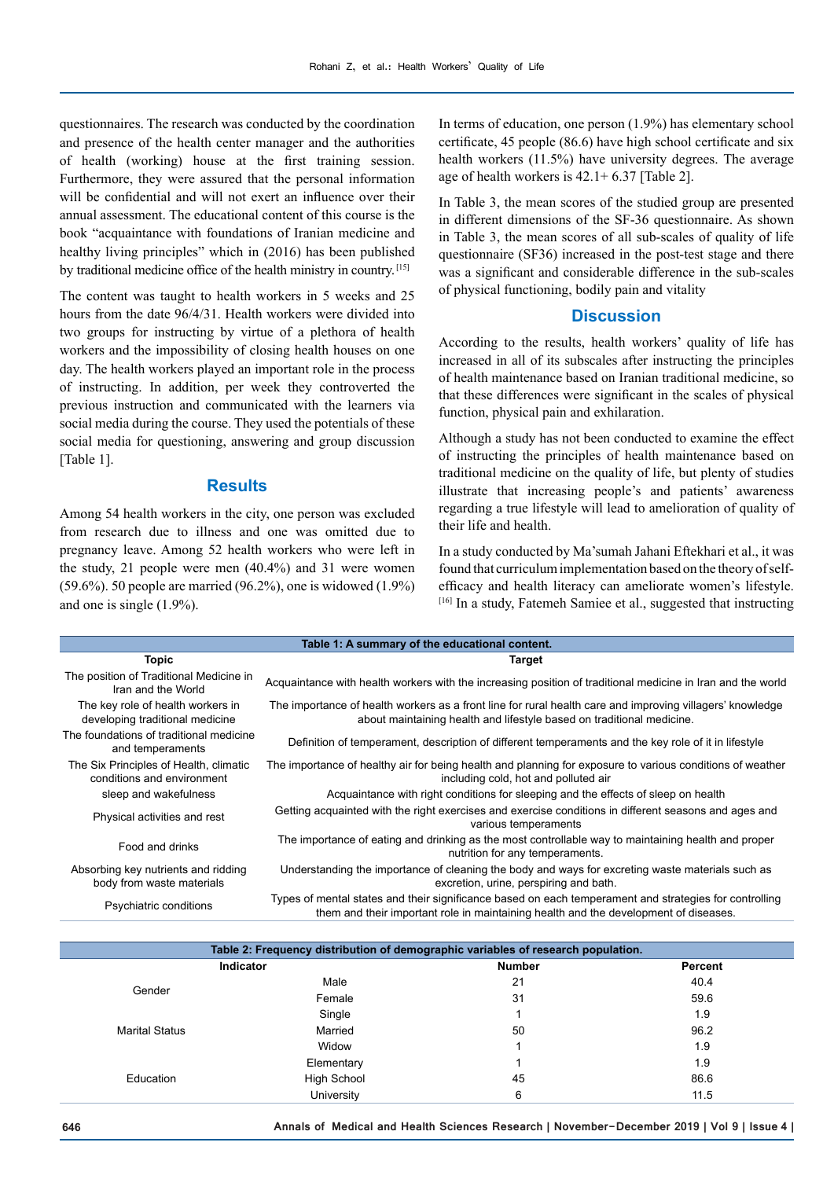questionnaires. The research was conducted by the coordination and presence of the health center manager and the authorities of health (working) house at the first training session. Furthermore, they were assured that the personal information will be confidential and will not exert an influence over their annual assessment. The educational content of this course is the book "acquaintance with foundations of Iranian medicine and healthy living principles" which in (2016) has been published by traditional medicine office of the health ministry in country.[15]

The content was taught to health workers in 5 weeks and 25 hours from the date 96/4/31. Health workers were divided into two groups for instructing by virtue of a plethora of health workers and the impossibility of closing health houses on one day. The health workers played an important role in the process of instructing. In addition, per week they controverted the previous instruction and communicated with the learners via social media during the course. They used the potentials of these social media for questioning, answering and group discussion [Table 1].

## Results

Among 54 health workers in the city, one person was excluded from research due to illness and one was omitted due to pregnancy leave. Among 52 health workers who were left in the study, 21 people were men (40.4%) and 31 were women (59.6%). 50 people are married (96.2%), one is widowed (1.9%) and one is single (1.9%).

In terms of education, one person (1.9%) has elementary school certificate, 45 people (86.6) have high school certificate and six health workers (11.5%) have university degrees. The average age of health workers is 42.1+ 6.37 [Table 2].

In Table 3, the mean scores of the studied group are presented in different dimensions of the SF-36 questionnaire. As shown in Table 3, the mean scores of all sub-scales of quality of life questionnaire (SF36) increased in the post-test stage and there was a significant and considerable difference in the sub-scales of physical functioning, bodily pain and vitality

## Discussion

According to the results, health workers' quality of life has increased in all of its subscales after instructing the principles of health maintenance based on Iranian traditional medicine, so that these differences were significant in the scales of physical function, physical pain and exhilaration.

Although a study has not been conducted to examine the effect of instructing the principles of health maintenance based on traditional medicine on the quality of life, but plenty of studies illustrate that increasing people's and patients' awareness regarding a true lifestyle will lead to amelioration of quality of their life and health.

In a study conducted by Ma'sumah Jahani Eftekhari et al., it was found that curriculum implementation based on the theory of self-efficacy and health literacy can ameliorate women's lifestyle.[16] In a study, Fatemeh Samiee et al., suggested that instructing

**Table 1: A summary of the educational content.**

| Topic | Target |
|---|---|
| The position of Traditional Medicine in Iran and the World | Acquaintance with health workers with the increasing position of traditional medicine in Iran and the world |
| The key role of health workers in developing traditional medicine | The importance of health workers as a front line for rural health care and improving villagers' knowledge about maintaining health and lifestyle based on traditional medicine. |
| The foundations of traditional medicine and temperaments | Definition of temperament, description of different temperaments and the key role of it in lifestyle |
| The Six Principles of Health, climatic conditions and environment | The importance of healthy air for being health and planning for exposure to various conditions of weather including cold, hot and polluted air |
| sleep and wakefulness | Acquaintance with right conditions for sleeping and the effects of sleep on health |
| Physical activities and rest | Getting acquainted with the right exercises and exercise conditions in different seasons and ages and various temperaments |
| Food and drinks | The importance of eating and drinking as the most controllable way to maintaining health and proper nutrition for any temperaments. |
| Absorbing key nutrients and ridding body from waste materials | Understanding the importance of cleaning the body and ways for excreting waste materials such as excretion, urine, perspiring and bath. |
| Psychiatric conditions | Types of mental states and their significance based on each temperament and strategies for controlling them and their important role in maintaining health and the development of diseases. |

**Table 2: Frequency distribution of demographic variables of research population.**

| Indicator | | Number | Percent |
|---|---|---|---|
| Gender | Male | 21 | 40.4 |
| | Female | 31 | 59.6 |
| Marital Status | Single | 1 | 1.9 |
| | Married | 50 | 96.2 |
| | Widow | 1 | 1.9 |
| Education | Elementary | 1 | 1.9 |
| | High School | 45 | 86.6 |
| | University | 6 | 11.5 |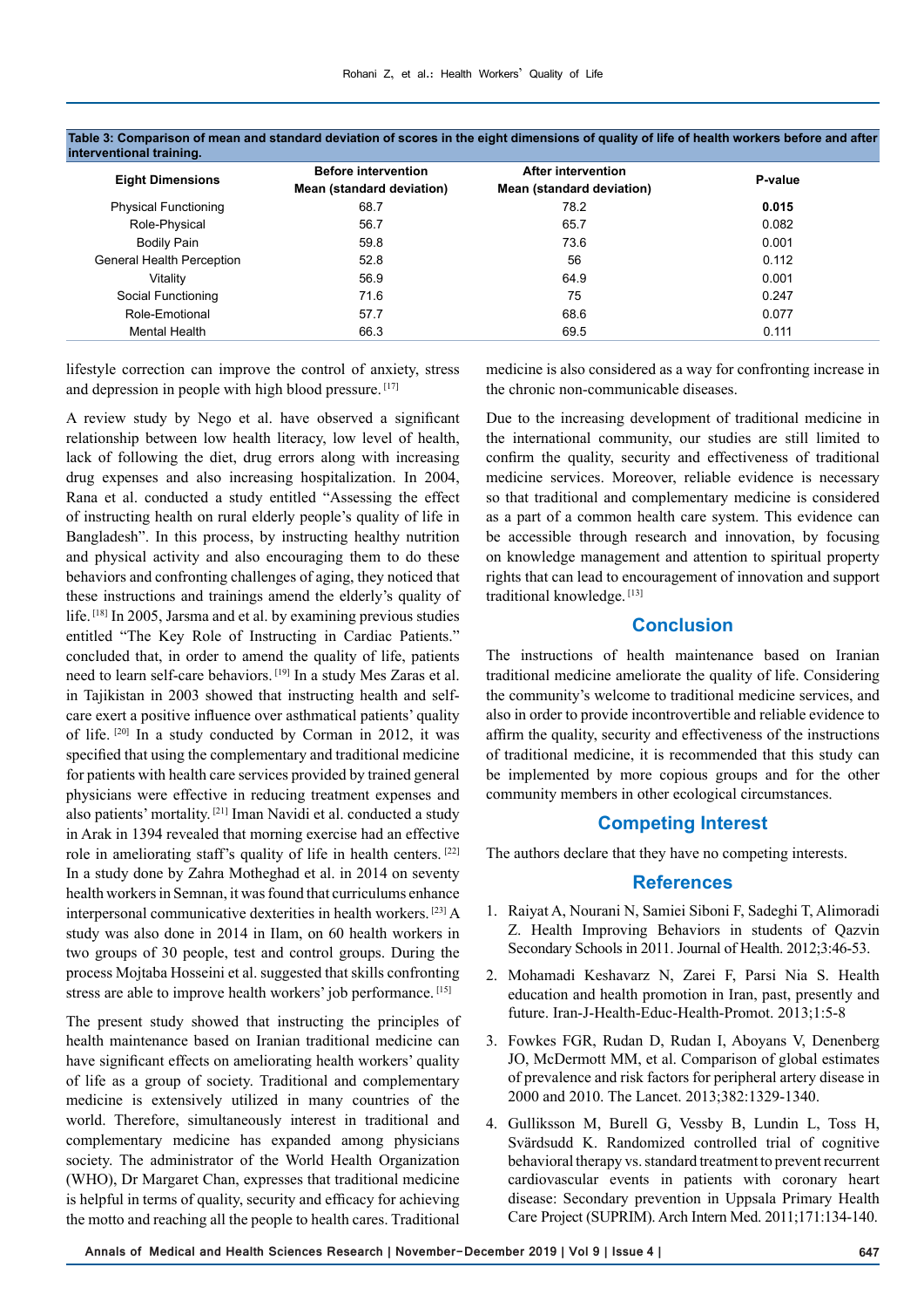**Table 3: Comparison of mean and standard deviation of scores in the eight dimensions of quality of life of health workers before and after interventional training.**

| Eight Dimensions | Before intervention Mean (standard deviation) | After intervention Mean (standard deviation) | P-value |
|---|---|---|---|
| Physical Functioning | 68.7 | 78.2 | **0.015** |
| Role-Physical | 56.7 | 65.7 | 0.082 |
| Bodily Pain | 59.8 | 73.6 | 0.001 |
| General Health Perception | 52.8 | 56 | 0.112 |
| Vitality | 56.9 | 64.9 | 0.001 |
| Social Functioning | 71.6 | 75 | 0.247 |
| Role-Emotional | 57.7 | 68.6 | 0.077 |
| Mental Health | 66.3 | 69.5 | 0.111 |

lifestyle correction can improve the control of anxiety, stress and depression in people with high blood pressure. [17]

A review study by Nego et al. have observed a significant relationship between low health literacy, low level of health, lack of following the diet, drug errors along with increasing drug expenses and also increasing hospitalization. In 2004, Rana et al. conducted a study entitled "Assessing the effect of instructing health on rural elderly people's quality of life in Bangladesh". In this process, by instructing healthy nutrition and physical activity and also encouraging them to do these behaviors and confronting challenges of aging, they noticed that these instructions and trainings amend the elderly's quality of life. [18] In 2005, Jarsma and et al. by examining previous studies entitled "The Key Role of Instructing in Cardiac Patients." concluded that, in order to amend the quality of life, patients need to learn self-care behaviors. [19] In a study Mes Zaras et al. in Tajikistan in 2003 showed that instructing health and self-care exert a positive influence over asthmatical patients' quality of life. [20] In a study conducted by Corman in 2012, it was specified that using the complementary and traditional medicine for patients with health care services provided by trained general physicians were effective in reducing treatment expenses and also patients' mortality. [21] Iman Navidi et al. conducted a study in Arak in 1394 revealed that morning exercise had an effective role in ameliorating staff's quality of life in health centers. [22] In a study done by Zahra Motheghad et al. in 2014 on seventy health workers in Semnan, it was found that curriculums enhance interpersonal communicative dexterities in health workers. [23] A study was also done in 2014 in Ilam, on 60 health workers in two groups of 30 people, test and control groups. During the process Mojtaba Hosseini et al. suggested that skills confronting stress are able to improve health workers' job performance. [15]

The present study showed that instructing the principles of health maintenance based on Iranian traditional medicine can have significant effects on ameliorating health workers' quality of life as a group of society. Traditional and complementary medicine is extensively utilized in many countries of the world. Therefore, simultaneously interest in traditional and complementary medicine has expanded among physicians society. The administrator of the World Health Organization (WHO), Dr Margaret Chan, expresses that traditional medicine is helpful in terms of quality, security and efficacy for achieving the motto and reaching all the people to health cares. Traditional medicine is also considered as a way for confronting increase in the chronic non-communicable diseases.

Due to the increasing development of traditional medicine in the international community, our studies are still limited to confirm the quality, security and effectiveness of traditional medicine services. Moreover, reliable evidence is necessary so that traditional and complementary medicine is considered as a part of a common health care system. This evidence can be accessible through research and innovation, by focusing on knowledge management and attention to spiritual property rights that can lead to encouragement of innovation and support traditional knowledge. [13]

## Conclusion

The instructions of health maintenance based on Iranian traditional medicine ameliorate the quality of life. Considering the community's welcome to traditional medicine services, and also in order to provide incontrovertible and reliable evidence to affirm the quality, security and effectiveness of the instructions of traditional medicine, it is recommended that this study can be implemented by more copious groups and for the other community members in other ecological circumstances.

## Competing Interest

The authors declare that they have no competing interests.

## References

1. Raiyat A, Nourani N, Samiei Siboni F, Sadeghi T, Alimoradi Z. Health Improving Behaviors in students of Qazvin Secondary Schools in 2011. Journal of Health. 2012;3:46-53.
2. Mohamadi Keshavarz N, Zarei F, Parsi Nia S. Health education and health promotion in Iran, past, presently and future. Iran-J-Health-Educ-Health-Promot. 2013;1:5-8
3. Fowkes FGR, Rudan D, Rudan I, Aboyans V, Denenberg JO, McDermott MM, et al. Comparison of global estimates of prevalence and risk factors for peripheral artery disease in 2000 and 2010. The Lancet. 2013;382:1329-1340.
4. Gulliksson M, Burell G, Vessby B, Lundin L, Toss H, Svärdsudd K. Randomized controlled trial of cognitive behavioral therapy vs. standard treatment to prevent recurrent cardiovascular events in patients with coronary heart disease: Secondary prevention in Uppsala Primary Health Care Project (SUPRIM). Arch Intern Med. 2011;171:134-140.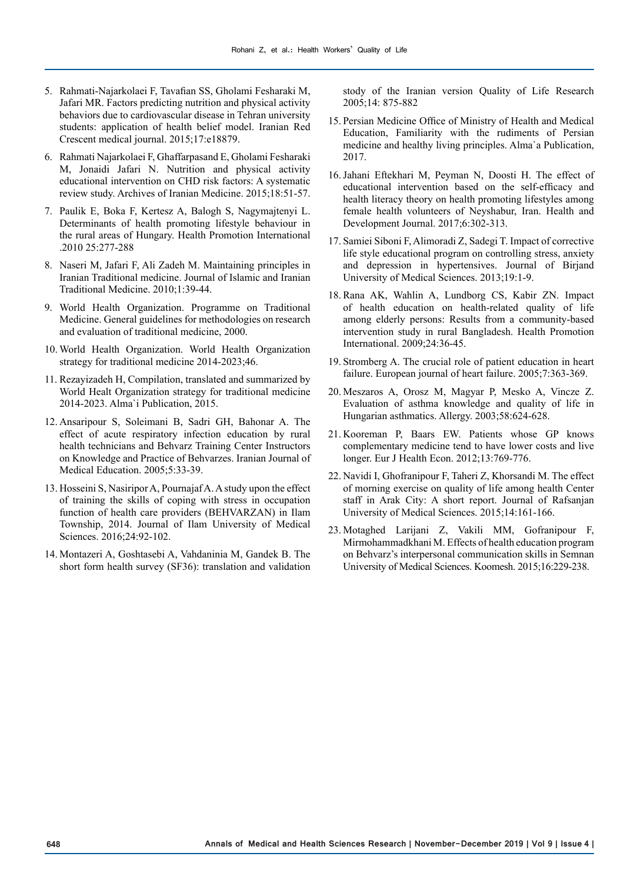5. Rahmati-Najarkolaei F, Tavafian SS, Gholami Fesharaki M, Jafari MR. Factors predicting nutrition and physical activity behaviors due to cardiovascular disease in Tehran university students: application of health belief model. Iranian Red Crescent medical journal. 2015;17:e18879.
6. Rahmati Najarkolaei F, Ghaffarpasand E, Gholami Fesharaki M, Jonaidi Jafari N. Nutrition and physical activity educational intervention on CHD risk factors: A systematic review study. Archives of Iranian Medicine. 2015;18:51-57.
7. Paulik E, Boka F, Kertesz A, Balogh S, Nagymajtenyi L. Determinants of health promoting lifestyle behaviour in the rural areas of Hungary. Health Promotion International .2010 25:277-288
8. Naseri M, Jafari F, Ali Zadeh M. Maintaining principles in Iranian Traditional medicine. Journal of Islamic and Iranian Traditional Medicine. 2010;1:39-44.
9. World Health Organization. Programme on Traditional Medicine. General guidelines for methodologies on research and evaluation of traditional medicine, 2000.
10. World Health Organization. World Health Organization strategy for traditional medicine 2014-2023;46.
11. Rezayizadeh H, Compilation, translated and summarized by World Healt Organization strategy for traditional medicine 2014-2023. Alma`i Publication, 2015.
12. Ansaripour S, Soleimani B, Sadri GH, Bahonar A. The effect of acute respiratory infection education by rural health technicians and Behvarz Training Center Instructors on Knowledge and Practice of Behvarzes. Iranian Journal of Medical Education. 2005;5:33-39.
13. Hosseini S, Nasiripor A, Pournajaf A. A study upon the effect of training the skills of coping with stress in occupation function of health care providers (BEHVARZAN) in Ilam Township, 2014. Journal of Ilam University of Medical Sciences. 2016;24:92-102.
14. Montazeri A, Goshtasebi A, Vahdaninia M, Gandek B. The short form health survey (SF36): translation and validation study of the Iranian version Quality of Life Research 2005;14: 875-882
15. Persian Medicine Office of Ministry of Health and Medical Education, Familiarity with the rudiments of Persian medicine and healthy living principles. Alma`a Publication, 2017.
16. Jahani Eftekhari M, Peyman N, Doosti H. The effect of educational intervention based on the self-efficacy and health literacy theory on health promoting lifestyles among female health volunteers of Neyshabur, Iran. Health and Development Journal. 2017;6:302-313.
17. Samiei Siboni F, Alimoradi Z, Sadegi T. Impact of corrective life style educational program on controlling stress, anxiety and depression in hypertensives. Journal of Birjand University of Medical Sciences. 2013;19:1-9.
18. Rana AK, Wahlin A, Lundborg CS, Kabir ZN. Impact of health education on health-related quality of life among elderly persons: Results from a community-based intervention study in rural Bangladesh. Health Promotion International. 2009;24:36-45.
19. Stromberg A. The crucial role of patient education in heart failure. European journal of heart failure. 2005;7:363-369.
20. Meszaros A, Orosz M, Magyar P, Mesko A, Vincze Z. Evaluation of asthma knowledge and quality of life in Hungarian asthmatics. Allergy. 2003;58:624-628.
21. Kooreman P, Baars EW. Patients whose GP knows complementary medicine tend to have lower costs and live longer. Eur J Health Econ. 2012;13:769-776.
22. Navidi I, Ghofranipour F, Taheri Z, Khorsandi M. The effect of morning exercise on quality of life among health Center staff in Arak City: A short report. Journal of Rafsanjan University of Medical Sciences. 2015;14:161-166.
23. Motaghed Larijani Z, Vakili MM, Gofranipour F, Mirmohammadkhani M. Effects of health education program on Behvarz's interpersonal communication skills in Semnan University of Medical Sciences. Koomesh. 2015;16:229-238.